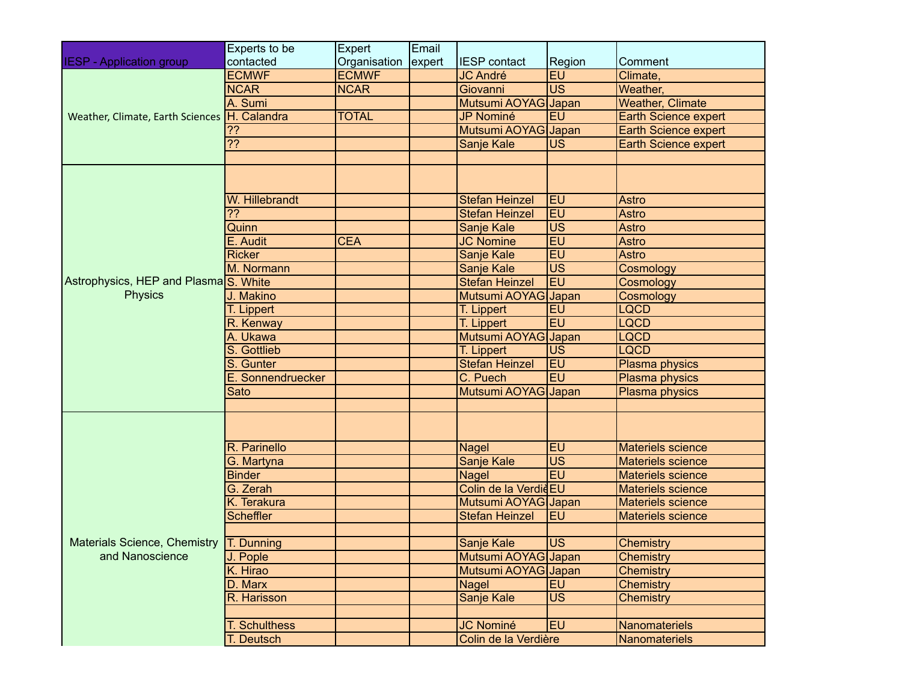| IESP - Application group | Experts to be contacted | Expert Organisation | Email expert | IESP contact | Region | Comment |
|---|---|---|---|---|---|---|
| Weather, Climate, Earth Sciences | ECMWF | ECMWF | | JC André | EU | Climate, |
| | NCAR | NCAR | | Giovanni | US | Weather, |
| | A. Sumi | | | Mutsumi AOYAG | Japan | Weather, Climate |
| | H. Calandra | TOTAL | | JP Nominé | EU | Earth Science expert |
| | ?? | | | Mutsumi AOYAG | Japan | Earth Science expert |
| | ?? | | | Sanje Kale | US | Earth Science expert |
| | | | | | | |
| Astrophysics, HEP and Plasma Physics | | | | | | |
| | W. Hillebrandt | | | Stefan Heinzel | EU | Astro |
| | ?? | | | Stefan Heinzel | EU | Astro |
| | Quinn | | | Sanje Kale | US | Astro |
| | E. Audit | CEA | | JC Nomine | EU | Astro |
| | Ricker | | | Sanje Kale | EU | Astro |
| | M. Normann | | | Sanje Kale | US | Cosmology |
| | S. White | | | Stefan Heinzel | EU | Cosmology |
| | J. Makino | | | Mutsumi AOYAG | Japan | Cosmology |
| | T. Lippert | | | T. Lippert | EU | LQCD |
| | R. Kenway | | | T. Lippert | EU | LQCD |
| | A. Ukawa | | | Mutsumi AOYAG | Japan | LQCD |
| | S. Gottlieb | | | T. Lippert | US | LQCD |
| | S. Gunter | | | Stefan Heinzel | EU | Plasma physics |
| | E. Sonnendruecker | | | C. Puech | EU | Plasma physics |
| | Sato | | | Mutsumi AOYAG | Japan | Plasma physics |
| | | | | | | |
| Materials Science, Chemistry and Nanoscience | | | | | | |
| | R. Parinello | | | Nagel | EU | Materiels science |
| | G. Martyna | | | Sanje Kale | US | Materiels science |
| | Binder | | | Nagel | EU | Materiels science |
| | G. Zerah | | | Colin de la Verdiè | EU | Materiels science |
| | K. Terakura | | | Mutsumi AOYAG | Japan | Materiels science |
| | Scheffler | | | Stefan Heinzel | EU | Materiels science |
| | | | | | | |
| | T. Dunning | | | Sanje Kale | US | Chemistry |
| | J. Pople | | | Mutsumi AOYAG | Japan | Chemistry |
| | K. Hirao | | | Mutsumi AOYAG | Japan | Chemistry |
| | D. Marx | | | Nagel | EU | Chemistry |
| | R. Harisson | | | Sanje Kale | US | Chemistry |
| | | | | | | |
| | T. Schulthess | | | JC Nominé | EU | Nanomateriels |
| | T. Deutsch | | | Colin de la Verdière | | Nanomateriels |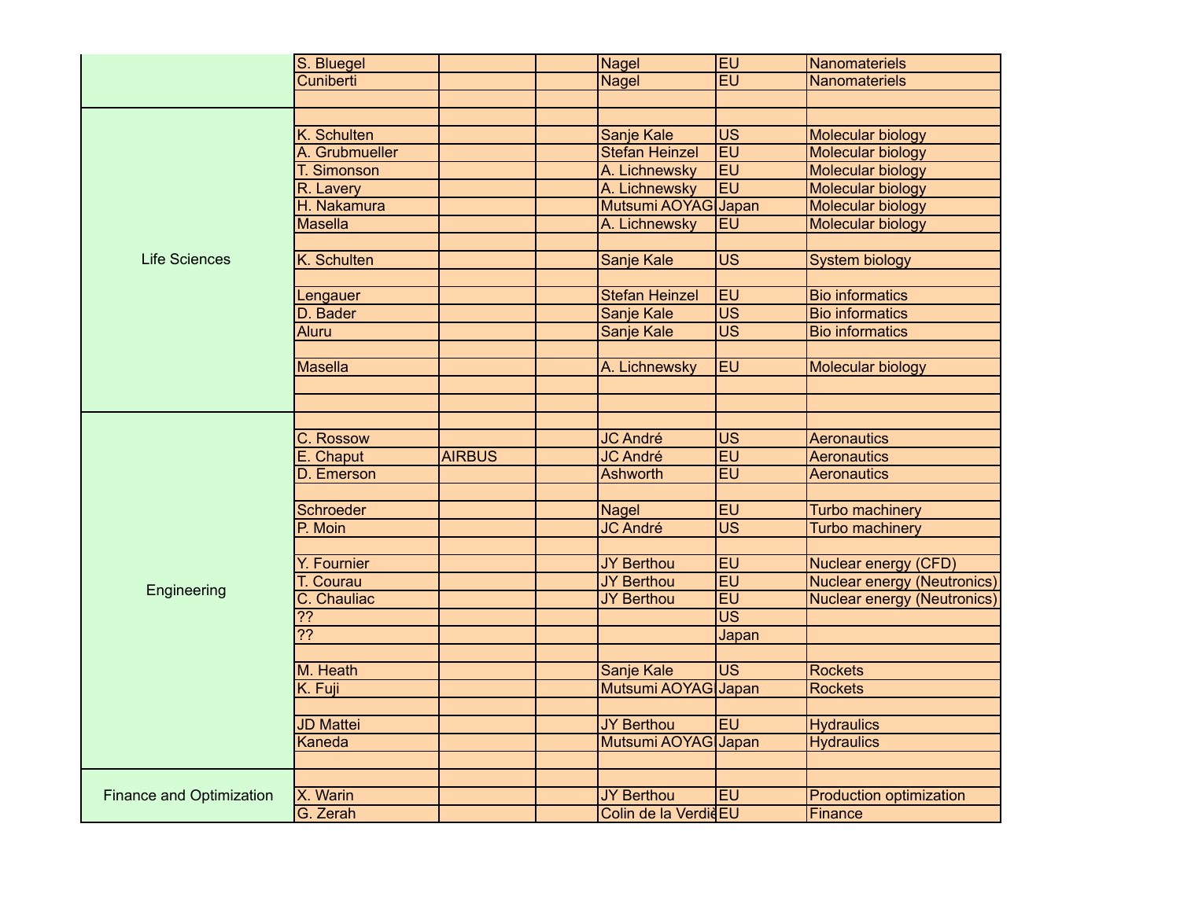| | | | | | | |
|---|---|---|---|---|---|---|
| | S. Bluegel | | | Nagel | EU | Nanomateriels |
| | Cuniberti | | | Nagel | EU | Nanomateriels |
| | | | | | | |
| Life Sciences | | | | | | |
| | K. Schulten | | | Sanje Kale | US | Molecular biology |
| | A. Grubmueller | | | Stefan Heinzel | EU | Molecular biology |
| | T. Simonson | | | A. Lichnewsky | EU | Molecular biology |
| | R. Lavery | | | A. Lichnewsky | EU | Molecular biology |
| | H. Nakamura | | | Mutsumi AOYAG | Japan | Molecular biology |
| | Masella | | | A. Lichnewsky | EU | Molecular biology |
| | | | | | | |
| | K. Schulten | | | Sanje Kale | US | System biology |
| | | | | | | |
| | Lengauer | | | Stefan Heinzel | EU | Bio informatics |
| | D. Bader | | | Sanje Kale | US | Bio informatics |
| | Aluru | | | Sanje Kale | US | Bio informatics |
| | | | | | | |
| | Masella | | | A. Lichnewsky | EU | Molecular biology |
| | | | | | | |
| | | | | | | |
| Engineering | | | | | | |
| | C. Rossow | | | JC André | US | Aeronautics |
| | E. Chaput | AIRBUS | | JC André | EU | Aeronautics |
| | D. Emerson | | | Ashworth | EU | Aeronautics |
| | | | | | | |
| | Schroeder | | | Nagel | EU | Turbo machinery |
| | P. Moin | | | JC André | US | Turbo machinery |
| | | | | | | |
| | Y. Fournier | | | JY Berthou | EU | Nuclear energy (CFD) |
| | T. Courau | | | JY Berthou | EU | Nuclear energy (Neutronics) |
| | C. Chauliac | | | JY Berthou | EU | Nuclear energy (Neutronics) |
| | ?? | | | | US | |
| | ?? | | | | Japan | |
| | | | | | | |
| | M. Heath | | | Sanje Kale | US | Rockets |
| | K. Fuji | | | Mutsumi AOYAG | Japan | Rockets |
| | | | | | | |
| | JD Mattei | | | JY Berthou | EU | Hydraulics |
| | Kaneda | | | Mutsumi AOYAG | Japan | Hydraulics |
| | | | | | | |
| Finance and Optimization | | | | | | |
| | X. Warin | | | JY Berthou | EU | Production optimization |
| | G. Zerah | | | Colin de la Verdie | EU | Finance |